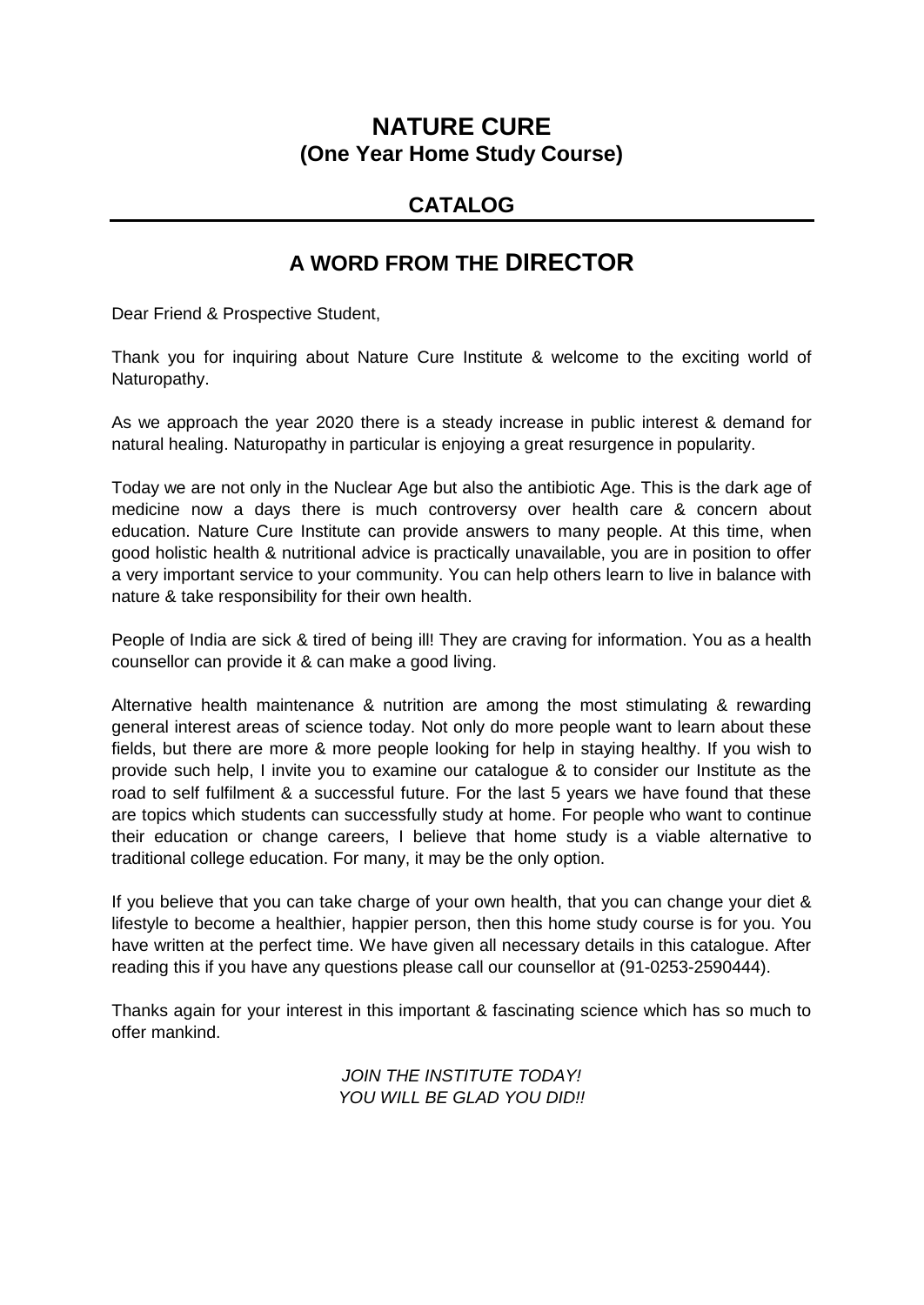# NATURE CURE
## (One Year Home Study Course)

## CATALOG

---

## A WORD FROM THE DIRECTOR

Dear Friend & Prospective Student,

Thank you for inquiring about Nature Cure Institute & welcome to the exciting world of Naturopathy.

As we approach the year 2020 there is a steady increase in public interest & demand for natural healing. Naturopathy in particular is enjoying a great resurgence in popularity.

Today we are not only in the Nuclear Age but also the antibiotic Age. This is the dark age of medicine now a days there is much controversy over health care & concern about education. Nature Cure Institute can provide answers to many people. At this time, when good holistic health & nutritional advice is practically unavailable, you are in position to offer a very important service to your community. You can help others learn to live in balance with nature & take responsibility for their own health.

People of India are sick & tired of being ill! They are craving for information. You as a health counsellor can provide it & can make a good living.

Alternative health maintenance & nutrition are among the most stimulating & rewarding general interest areas of science today. Not only do more people want to learn about these fields, but there are more & more people looking for help in staying healthy. If you wish to provide such help, I invite you to examine our catalogue & to consider our Institute as the road to self fulfilment & a successful future. For the last 5 years we have found that these are topics which students can successfully study at home. For people who want to continue their education or change careers, I believe that home study is a viable alternative to traditional college education. For many, it may be the only option.

If you believe that you can take charge of your own health, that you can change your diet & lifestyle to become a healthier, happier person, then this home study course is for you. You have written at the perfect time. We have given all necessary details in this catalogue. After reading this if you have any questions please call our counsellor at (91-0253-2590444).

Thanks again for your interest in this important & fascinating science which has so much to offer mankind.

*JOIN THE INSTITUTE TODAY!*
*YOU WILL BE GLAD YOU DID!!*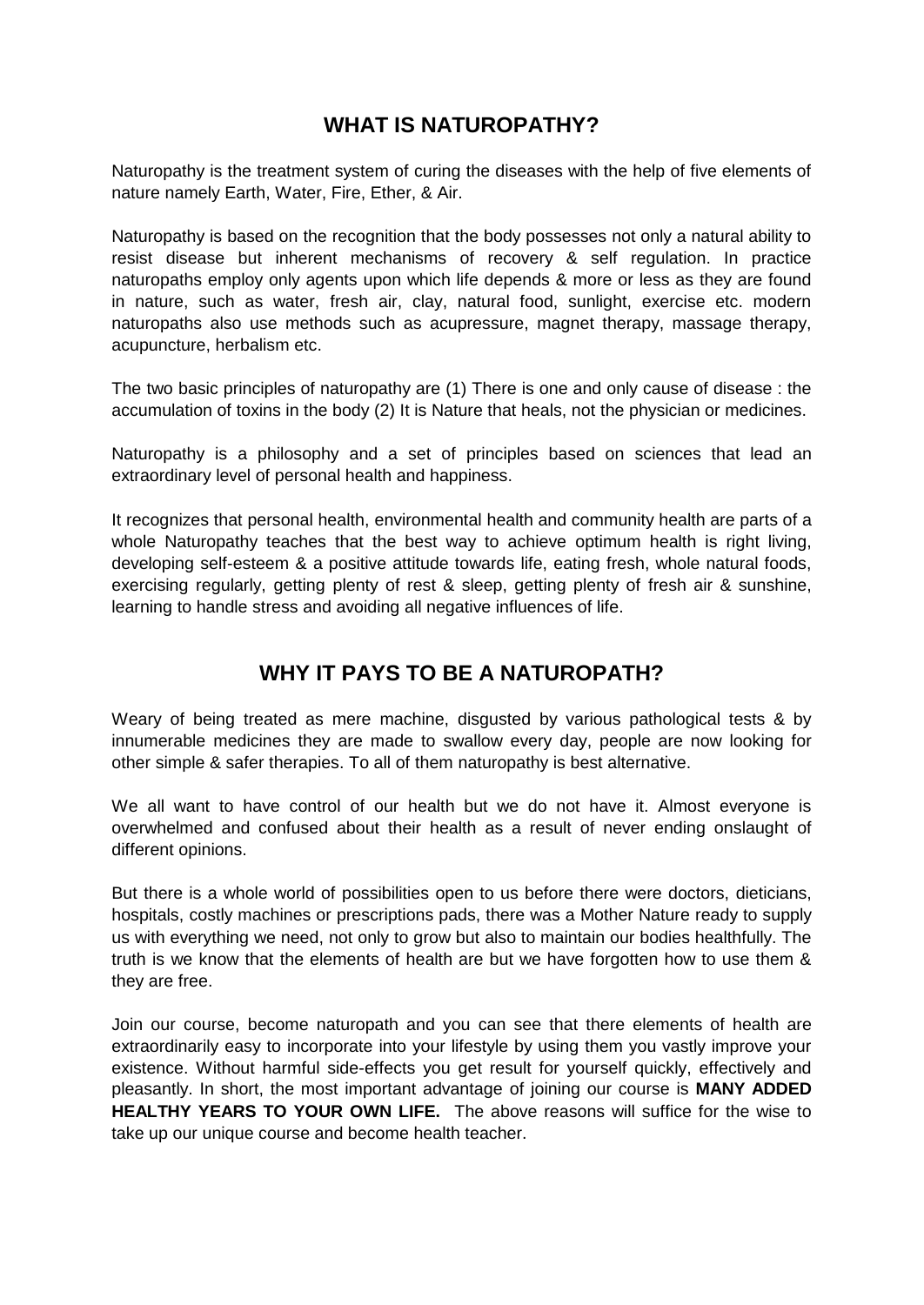## WHAT IS NATUROPATHY?

Naturopathy is the treatment system of curing the diseases with the help of five elements of nature namely Earth, Water, Fire, Ether, & Air.

Naturopathy is based on the recognition that the body possesses not only a natural ability to resist disease but inherent mechanisms of recovery & self regulation. In practice naturopaths employ only agents upon which life depends & more or less as they are found in nature, such as water, fresh air, clay, natural food, sunlight, exercise etc. modern naturopaths also use methods such as acupressure, magnet therapy, massage therapy, acupuncture, herbalism etc.

The two basic principles of naturopathy are (1) There is one and only cause of disease : the accumulation of toxins in the body (2) It is Nature that heals, not the physician or medicines.

Naturopathy is a philosophy and a set of principles based on sciences that lead an extraordinary level of personal health and happiness.

It recognizes that personal health, environmental health and community health are parts of a whole Naturopathy teaches that the best way to achieve optimum health is right living, developing self-esteem & a positive attitude towards life, eating fresh, whole natural foods, exercising regularly, getting plenty of rest & sleep, getting plenty of fresh air & sunshine, learning to handle stress and avoiding all negative influences of life.

## WHY IT PAYS TO BE A NATUROPATH?

Weary of being treated as mere machine, disgusted by various pathological tests & by innumerable medicines they are made to swallow every day, people are now looking for other simple & safer therapies. To all of them naturopathy is best alternative.

We all want to have control of our health but we do not have it. Almost everyone is overwhelmed and confused about their health as a result of never ending onslaught of different opinions.

But there is a whole world of possibilities open to us before there were doctors, dieticians, hospitals, costly machines or prescriptions pads, there was a Mother Nature ready to supply us with everything we need, not only to grow but also to maintain our bodies healthfully. The truth is we know that the elements of health are but we have forgotten how to use them & they are free.

Join our course, become naturopath and you can see that there elements of health are extraordinarily easy to incorporate into your lifestyle by using them you vastly improve your existence. Without harmful side-effects you get result for yourself quickly, effectively and pleasantly. In short, the most important advantage of joining our course is **MANY ADDED HEALTHY YEARS TO YOUR OWN LIFE.** The above reasons will suffice for the wise to take up our unique course and become health teacher.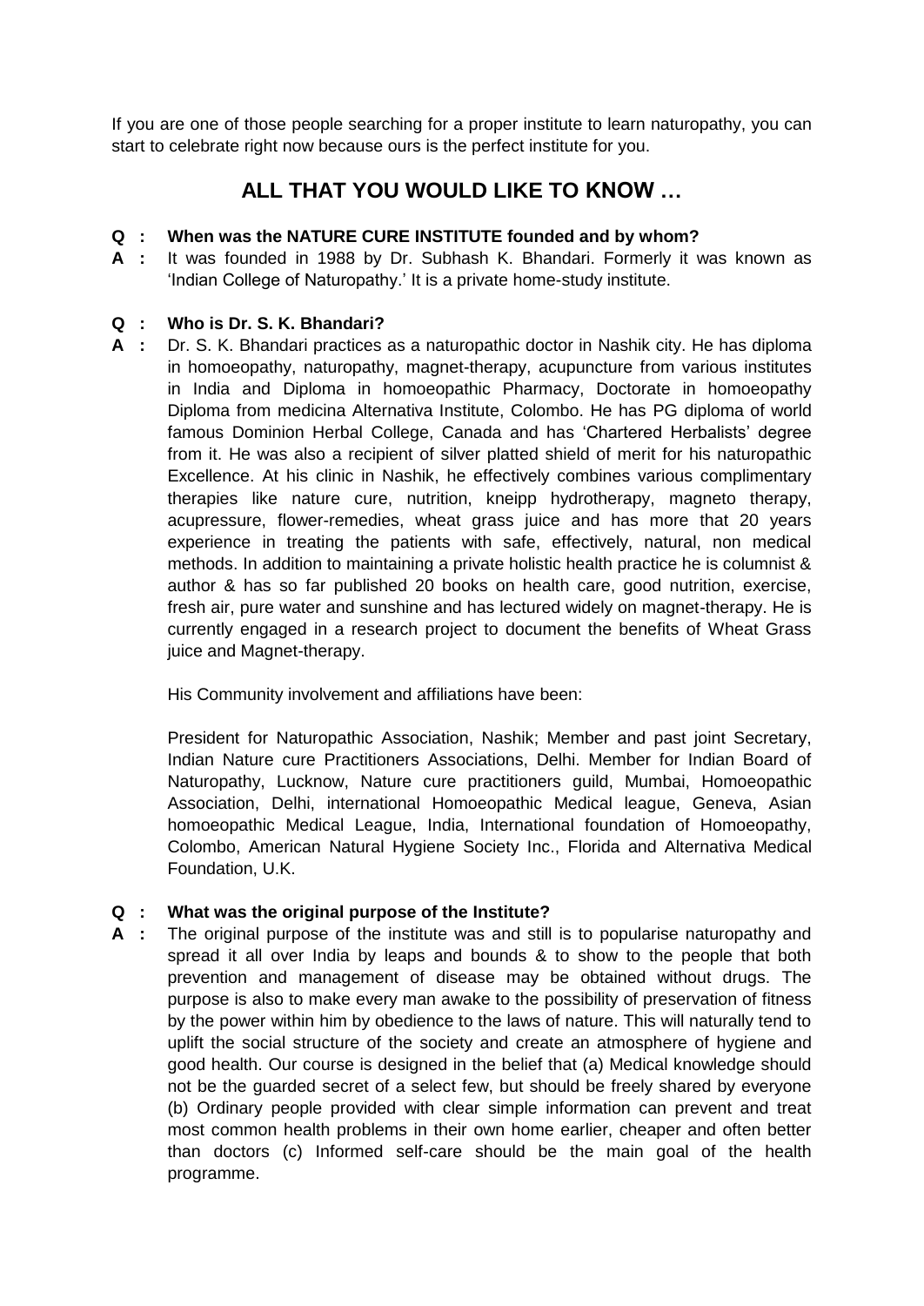If you are one of those people searching for a proper institute to learn naturopathy, you can start to celebrate right now because ours is the perfect institute for you.

## ALL THAT YOU WOULD LIKE TO KNOW …

**Q : When was the NATURE CURE INSTITUTE founded and by whom?**

**A :** It was founded in 1988 by Dr. Subhash K. Bhandari. Formerly it was known as 'Indian College of Naturopathy.' It is a private home-study institute.

**Q : Who is Dr. S. K. Bhandari?**

**A :** Dr. S. K. Bhandari practices as a naturopathic doctor in Nashik city. He has diploma in homoeopathy, naturopathy, magnet-therapy, acupuncture from various institutes in India and Diploma in homoeopathic Pharmacy, Doctorate in homoeopathy Diploma from medicina Alternativa Institute, Colombo. He has PG diploma of world famous Dominion Herbal College, Canada and has 'Chartered Herbalists' degree from it. He was also a recipient of silver platted shield of merit for his naturopathic Excellence. At his clinic in Nashik, he effectively combines various complimentary therapies like nature cure, nutrition, kneipp hydrotherapy, magneto therapy, acupressure, flower-remedies, wheat grass juice and has more that 20 years experience in treating the patients with safe, effectively, natural, non medical methods. In addition to maintaining a private holistic health practice he is columnist & author & has so far published 20 books on health care, good nutrition, exercise, fresh air, pure water and sunshine and has lectured widely on magnet-therapy. He is currently engaged in a research project to document the benefits of Wheat Grass juice and Magnet-therapy.

His Community involvement and affiliations have been:

President for Naturopathic Association, Nashik; Member and past joint Secretary, Indian Nature cure Practitioners Associations, Delhi. Member for Indian Board of Naturopathy, Lucknow, Nature cure practitioners guild, Mumbai, Homoeopathic Association, Delhi, international Homoeopathic Medical league, Geneva, Asian homoeopathic Medical League, India, International foundation of Homoeopathy, Colombo, American Natural Hygiene Society Inc., Florida and Alternativa Medical Foundation, U.K.

**Q : What was the original purpose of the Institute?**

**A :** The original purpose of the institute was and still is to popularise naturopathy and spread it all over India by leaps and bounds & to show to the people that both prevention and management of disease may be obtained without drugs. The purpose is also to make every man awake to the possibility of preservation of fitness by the power within him by obedience to the laws of nature. This will naturally tend to uplift the social structure of the society and create an atmosphere of hygiene and good health. Our course is designed in the belief that (a) Medical knowledge should not be the guarded secret of a select few, but should be freely shared by everyone (b) Ordinary people provided with clear simple information can prevent and treat most common health problems in their own home earlier, cheaper and often better than doctors (c) Informed self-care should be the main goal of the health programme.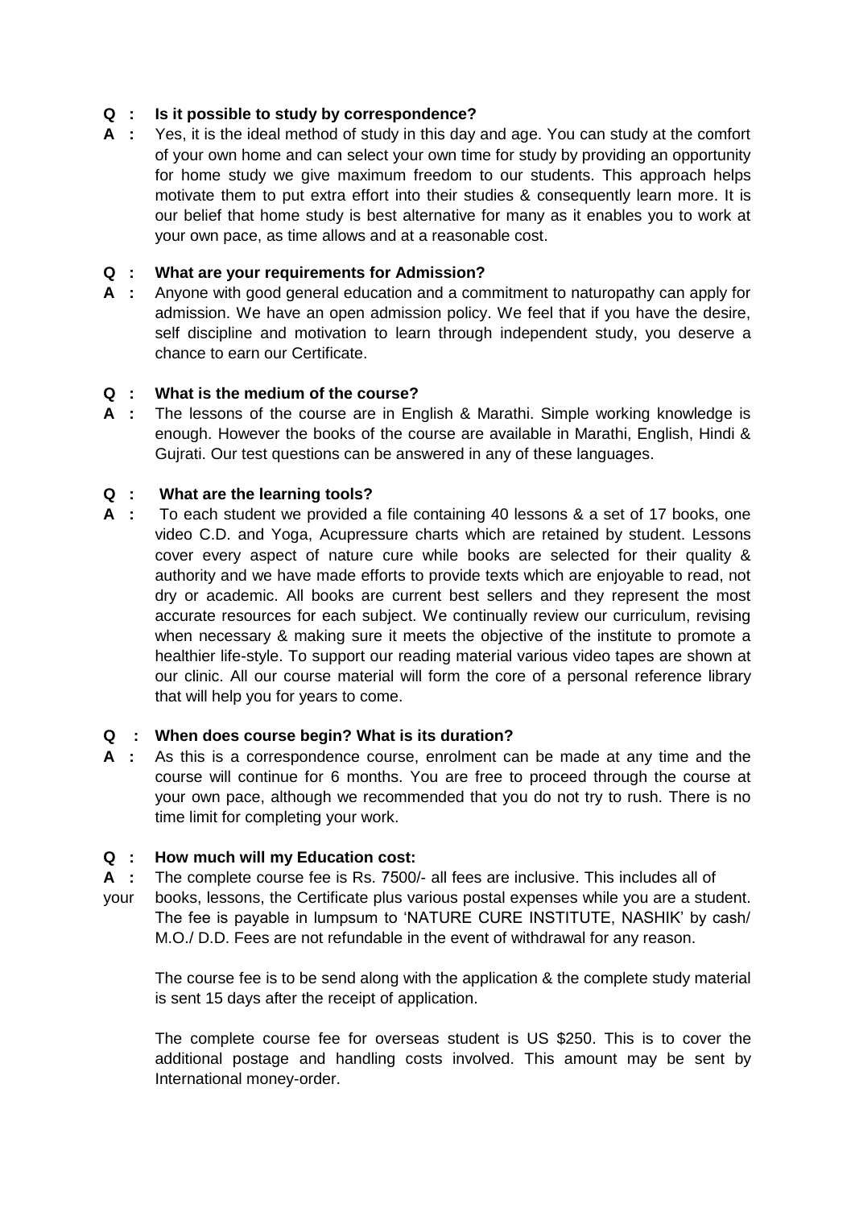**Q : Is it possible to study by correspondence?**

**A :** Yes, it is the ideal method of study in this day and age. You can study at the comfort of your own home and can select your own time for study by providing an opportunity for home study we give maximum freedom to our students. This approach helps motivate them to put extra effort into their studies & consequently learn more. It is our belief that home study is best alternative for many as it enables you to work at your own pace, as time allows and at a reasonable cost.

**Q : What are your requirements for Admission?**

**A :** Anyone with good general education and a commitment to naturopathy can apply for admission. We have an open admission policy. We feel that if you have the desire, self discipline and motivation to learn through independent study, you deserve a chance to earn our Certificate.

**Q : What is the medium of the course?**

**A :** The lessons of the course are in English & Marathi. Simple working knowledge is enough. However the books of the course are available in Marathi, English, Hindi & Gujrati. Our test questions can be answered in any of these languages.

**Q : What are the learning tools?**

**A :** To each student we provided a file containing 40 lessons & a set of 17 books, one video C.D. and Yoga, Acupressure charts which are retained by student. Lessons cover every aspect of nature cure while books are selected for their quality & authority and we have made efforts to provide texts which are enjoyable to read, not dry or academic. All books are current best sellers and they represent the most accurate resources for each subject. We continually review our curriculum, revising when necessary & making sure it meets the objective of the institute to promote a healthier life-style. To support our reading material various video tapes are shown at our clinic. All our course material will form the core of a personal reference library that will help you for years to come.

**Q : When does course begin? What is its duration?**

**A :** As this is a correspondence course, enrolment can be made at any time and the course will continue for 6 months. You are free to proceed through the course at your own pace, although we recommended that you do not try to rush. There is no time limit for completing your work.

**Q : How much will my Education cost:**

**A :** The complete course fee is Rs. 7500/- all fees are inclusive. This includes all of your books, lessons, the Certificate plus various postal expenses while you are a student. The fee is payable in lumpsum to 'NATURE CURE INSTITUTE, NASHIK' by cash/ M.O./ D.D. Fees are not refundable in the event of withdrawal for any reason.

The course fee is to be send along with the application & the complete study material is sent 15 days after the receipt of application.

The complete course fee for overseas student is US $250. This is to cover the additional postage and handling costs involved. This amount may be sent by International money-order.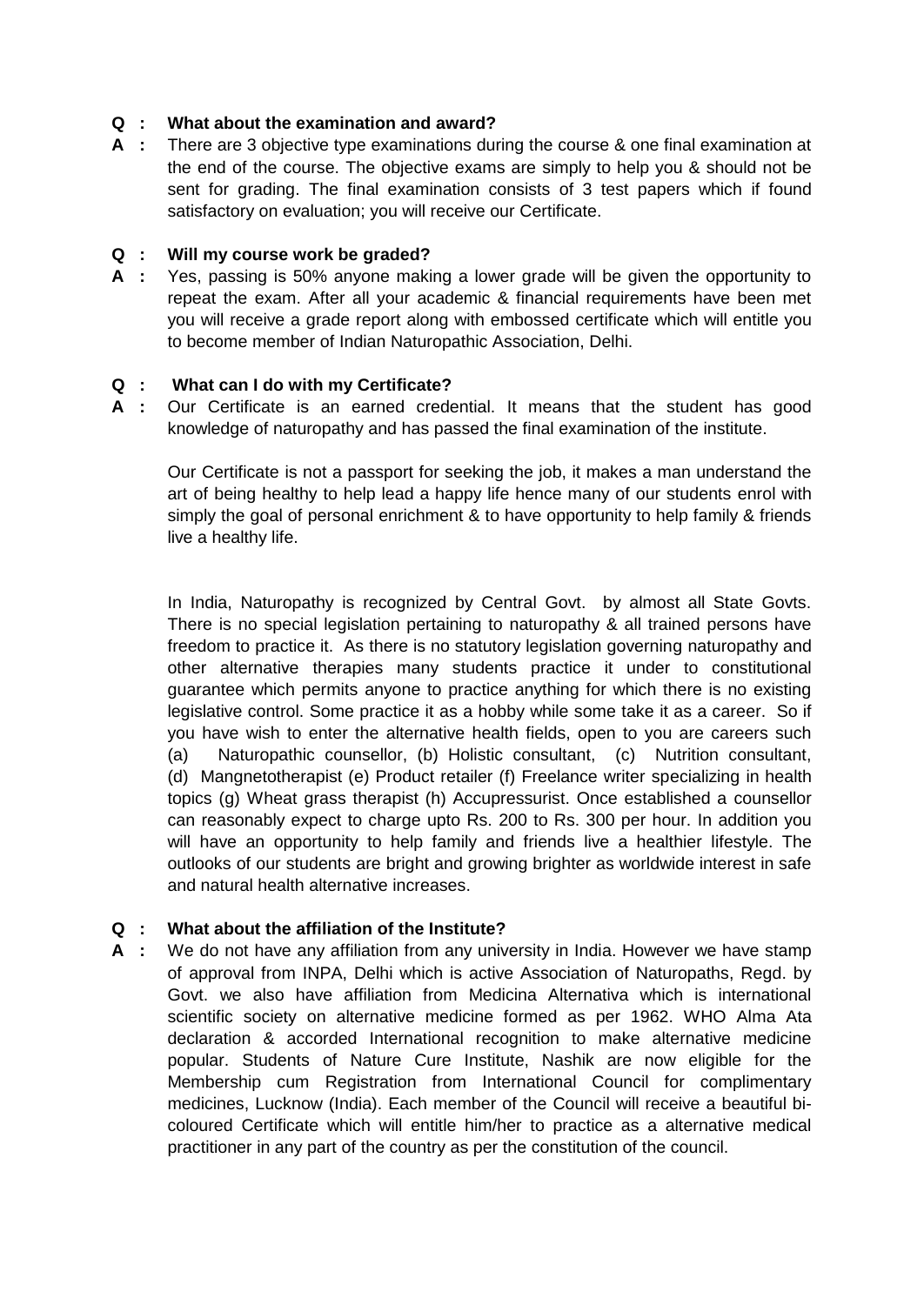**Q : What about the examination and award?**

**A :** There are 3 objective type examinations during the course & one final examination at the end of the course. The objective exams are simply to help you & should not be sent for grading. The final examination consists of 3 test papers which if found satisfactory on evaluation; you will receive our Certificate.

**Q : Will my course work be graded?**

**A :** Yes, passing is 50% anyone making a lower grade will be given the opportunity to repeat the exam. After all your academic & financial requirements have been met you will receive a grade report along with embossed certificate which will entitle you to become member of Indian Naturopathic Association, Delhi.

**Q : What can I do with my Certificate?**

**A :** Our Certificate is an earned credential. It means that the student has good knowledge of naturopathy and has passed the final examination of the institute.

Our Certificate is not a passport for seeking the job, it makes a man understand the art of being healthy to help lead a happy life hence many of our students enrol with simply the goal of personal enrichment & to have opportunity to help family & friends live a healthy life.

In India, Naturopathy is recognized by Central Govt. by almost all State Govts. There is no special legislation pertaining to naturopathy & all trained persons have freedom to practice it. As there is no statutory legislation governing naturopathy and other alternative therapies many students practice it under to constitutional guarantee which permits anyone to practice anything for which there is no existing legislative control. Some practice it as a hobby while some take it as a career. So if you have wish to enter the alternative health fields, open to you are careers such (a) Naturopathic counsellor, (b) Holistic consultant, (c) Nutrition consultant, (d) Mangnetotherapist (e) Product retailer (f) Freelance writer specializing in health topics (g) Wheat grass therapist (h) Accupressurist. Once established a counsellor can reasonably expect to charge upto Rs. 200 to Rs. 300 per hour. In addition you will have an opportunity to help family and friends live a healthier lifestyle. The outlooks of our students are bright and growing brighter as worldwide interest in safe and natural health alternative increases.

**Q : What about the affiliation of the Institute?**

**A :** We do not have any affiliation from any university in India. However we have stamp of approval from INPA, Delhi which is active Association of Naturopaths, Regd. by Govt. we also have affiliation from Medicina Alternativa which is international scientific society on alternative medicine formed as per 1962. WHO Alma Ata declaration & accorded International recognition to make alternative medicine popular. Students of Nature Cure Institute, Nashik are now eligible for the Membership cum Registration from International Council for complimentary medicines, Lucknow (India). Each member of the Council will receive a beautiful bi-coloured Certificate which will entitle him/her to practice as a alternative medical practitioner in any part of the country as per the constitution of the council.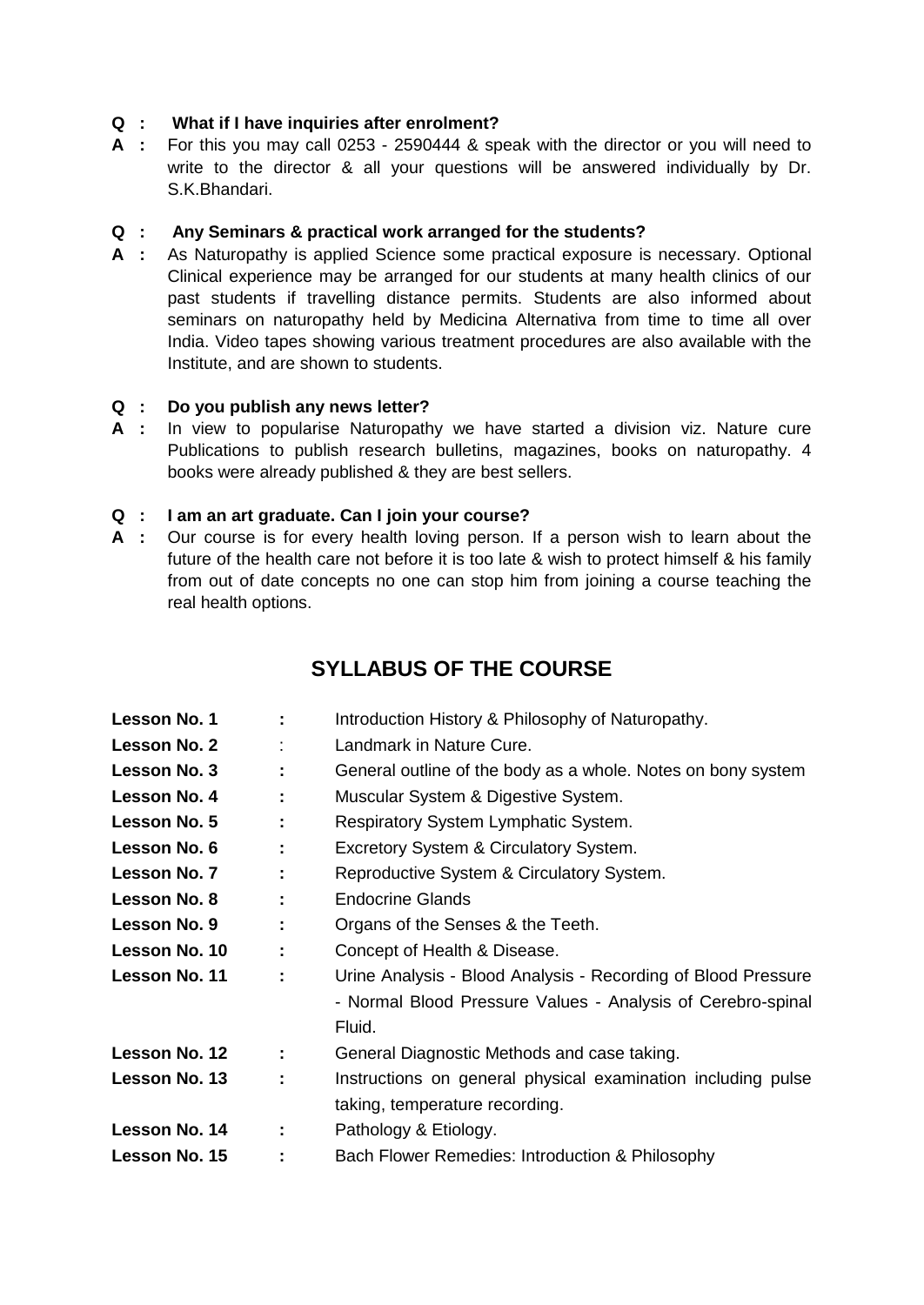**Q : What if I have inquiries after enrolment?**

**A :** For this you may call 0253 - 2590444 & speak with the director or you will need to write to the director & all your questions will be answered individually by Dr. S.K.Bhandari.

**Q : Any Seminars & practical work arranged for the students?**

**A :** As Naturopathy is applied Science some practical exposure is necessary. Optional Clinical experience may be arranged for our students at many health clinics of our past students if travelling distance permits. Students are also informed about seminars on naturopathy held by Medicina Alternativa from time to time all over India. Video tapes showing various treatment procedures are also available with the Institute, and are shown to students.

**Q : Do you publish any news letter?**

**A :** In view to popularise Naturopathy we have started a division viz. Nature cure Publications to publish research bulletins, magazines, books on naturopathy. 4 books were already published & they are best sellers.

**Q : I am an art graduate. Can I join your course?**

**A :** Our course is for every health loving person. If a person wish to learn about the future of the health care not before it is too late & wish to protect himself & his family from out of date concepts no one can stop him from joining a course teaching the real health options.

## SYLLABUS OF THE COURSE

| | | |
|---|---|---|
| **Lesson No. 1** | **:** | Introduction History & Philosophy of Naturopathy. |
| **Lesson No. 2** | : | Landmark in Nature Cure. |
| **Lesson No. 3** | **:** | General outline of the body as a whole. Notes on bony system |
| **Lesson No. 4** | **:** | Muscular System & Digestive System. |
| **Lesson No. 5** | **:** | Respiratory System Lymphatic System. |
| **Lesson No. 6** | **:** | Excretory System & Circulatory System. |
| **Lesson No. 7** | **:** | Reproductive System & Circulatory System. |
| **Lesson No. 8** | **:** | Endocrine Glands |
| **Lesson No. 9** | **:** | Organs of the Senses & the Teeth. |
| **Lesson No. 10** | **:** | Concept of Health & Disease. |
| **Lesson No. 11** | **:** | Urine Analysis - Blood Analysis - Recording of Blood Pressure - Normal Blood Pressure Values - Analysis of Cerebro-spinal Fluid. |
| **Lesson No. 12** | **:** | General Diagnostic Methods and case taking. |
| **Lesson No. 13** | **:** | Instructions on general physical examination including pulse taking, temperature recording. |
| **Lesson No. 14** | **:** | Pathology & Etiology. |
| **Lesson No. 15** | **:** | Bach Flower Remedies: Introduction & Philosophy |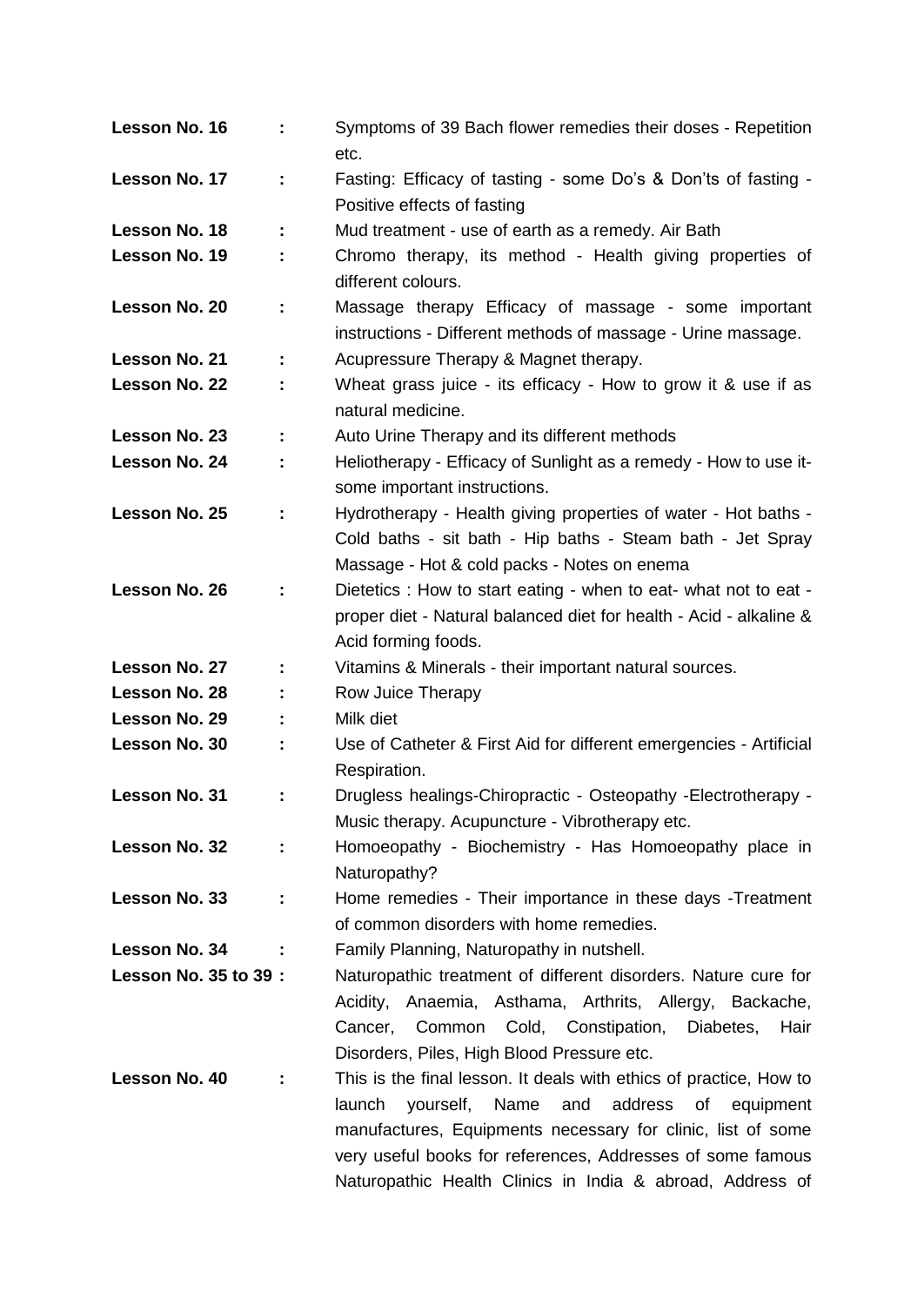**Lesson No. 16** : Symptoms of 39 Bach flower remedies their doses - Repetition etc.

**Lesson No. 17** : Fasting: Efficacy of tasting - some Do's & Don'ts of fasting - Positive effects of fasting

**Lesson No. 18** : Mud treatment - use of earth as a remedy. Air Bath

**Lesson No. 19** : Chromo therapy, its method - Health giving properties of different colours.

**Lesson No. 20** : Massage therapy Efficacy of massage - some important instructions - Different methods of massage - Urine massage.

**Lesson No. 21** : Acupressure Therapy & Magnet therapy.

**Lesson No. 22** : Wheat grass juice - its efficacy - How to grow it & use if as natural medicine.

**Lesson No. 23** : Auto Urine Therapy and its different methods

**Lesson No. 24** : Heliotherapy - Efficacy of Sunlight as a remedy - How to use it-some important instructions.

**Lesson No. 25** : Hydrotherapy - Health giving properties of water - Hot baths - Cold baths - sit bath - Hip baths - Steam bath - Jet Spray Massage - Hot & cold packs - Notes on enema

**Lesson No. 26** : Dietetics : How to start eating - when to eat- what not to eat - proper diet - Natural balanced diet for health - Acid - alkaline & Acid forming foods.

**Lesson No. 27** : Vitamins & Minerals - their important natural sources.

**Lesson No. 28** : Row Juice Therapy

**Lesson No. 29** : Milk diet

**Lesson No. 30** : Use of Catheter & First Aid for different emergencies - Artificial Respiration.

**Lesson No. 31** : Drugless healings-Chiropractic - Osteopathy -Electrotherapy - Music therapy. Acupuncture - Vibrotherapy etc.

**Lesson No. 32** : Homoeopathy - Biochemistry - Has Homoeopathy place in Naturopathy?

**Lesson No. 33** : Home remedies - Their importance in these days -Treatment of common disorders with home remedies.

**Lesson No. 34** : Family Planning, Naturopathy in nutshell.

**Lesson No. 35 to 39** : Naturopathic treatment of different disorders. Nature cure for Acidity, Anaemia, Asthama, Arthrits, Allergy, Backache, Cancer, Common Cold, Constipation, Diabetes, Hair Disorders, Piles, High Blood Pressure etc.

**Lesson No. 40** : This is the final lesson. It deals with ethics of practice, How to launch yourself, Name and address of equipment manufactures, Equipments necessary for clinic, list of some very useful books for references, Addresses of some famous Naturopathic Health Clinics in India & abroad, Address of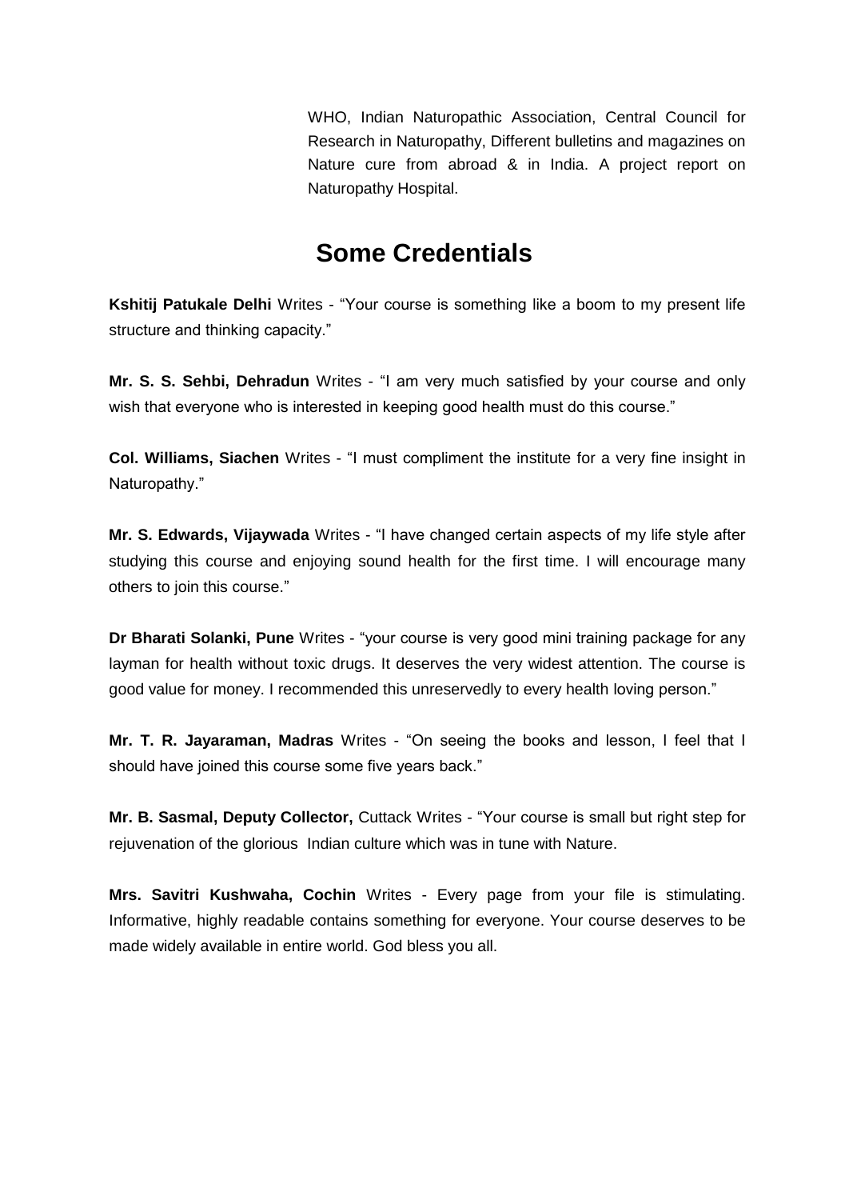WHO, Indian Naturopathic Association, Central Council for Research in Naturopathy, Different bulletins and magazines on Nature cure from abroad & in India. A project report on Naturopathy Hospital.

## Some Credentials

**Kshitij Patukale Delhi** Writes - "Your course is something like a boom to my present life structure and thinking capacity."

**Mr. S. S. Sehbi, Dehradun** Writes - "I am very much satisfied by your course and only wish that everyone who is interested in keeping good health must do this course."

**Col. Williams, Siachen** Writes - "I must compliment the institute for a very fine insight in Naturopathy."

**Mr. S. Edwards, Vijaywada** Writes - "I have changed certain aspects of my life style after studying this course and enjoying sound health for the first time. I will encourage many others to join this course."

**Dr Bharati Solanki, Pune** Writes - "your course is very good mini training package for any layman for health without toxic drugs. It deserves the very widest attention. The course is good value for money. I recommended this unreservedly to every health loving person."

**Mr. T. R. Jayaraman, Madras** Writes - "On seeing the books and lesson, I feel that I should have joined this course some five years back."

**Mr. B. Sasmal, Deputy Collector,** Cuttack Writes - "Your course is small but right step for rejuvenation of the glorious Indian culture which was in tune with Nature.

**Mrs. Savitri Kushwaha, Cochin** Writes - Every page from your file is stimulating. Informative, highly readable contains something for everyone. Your course deserves to be made widely available in entire world. God bless you all.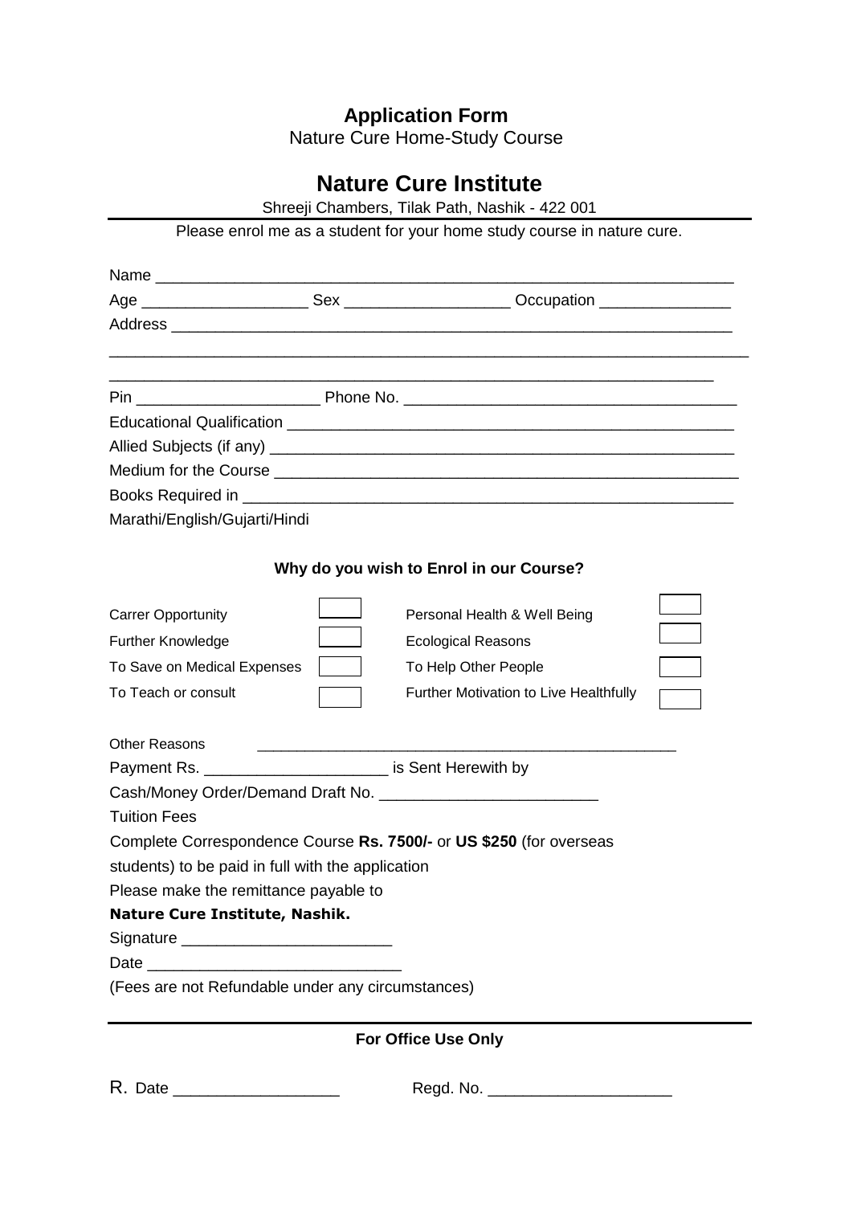# Application Form

Nature Cure Home-Study Course

## Nature Cure Institute

Shreeji Chambers, Tilak Path, Nashik - 422 001

Please enrol me as a student for your home study course in nature cure.

Name ____________________________________________________________________

Age ___________________ Sex __________________ Occupation _______________

Address _________________________________________________________________

_________________________________________________________________________

______________________________________________________________________

Pin ____________________ Phone No. ____________________________________

Educational Qualification ___________________________________________________

Allied Subjects (if any) _____________________________________________________

Medium for the Course _____________________________________________________

Books Required in _________________________________________________________

Marathi/English/Gujarti/Hindi

### Why do you wish to Enrol in our Course?

| | | | |
|---|---|---|---|
| Carrer Opportunity | ☐ | Personal Health & Well Being | ☐ |
| Further Knowledge | ☐ | Ecological Reasons | ☐ |
| To Save on Medical Expenses | ☐ | To Help Other People | ☐ |
| To Teach or consult | ☐ | Further Motivation to Live Healthfully | ☐ |

Other Reasons ____________________________________________________

Payment Rs. _____________________ is Sent Herewith by

Cash/Money Order/Demand Draft No. ________________________

Tuition Fees

Complete Correspondence Course **Rs. 7500/-** or **US $250** (for overseas students) to be paid in full with the application

Please make the remittance payable to

**Nature Cure Institute, Nashik.**

Signature ________________________

Date ____________________________

(Fees are not Refundable under any circumstances)

---

**For Office Use Only**

R. Date __________________ Regd. No. ____________________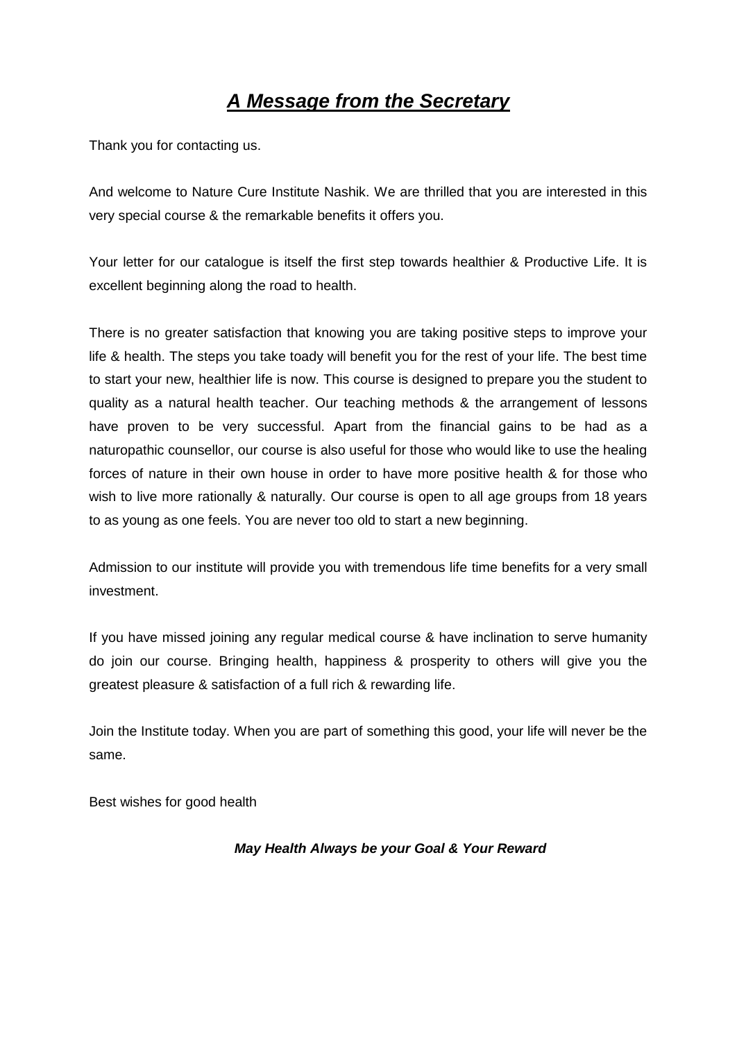# ***A Message from the Secretary***

Thank you for contacting us.

And welcome to Nature Cure Institute Nashik. We are thrilled that you are interested in this very special course & the remarkable benefits it offers you.

Your letter for our catalogue is itself the first step towards healthier & Productive Life. It is excellent beginning along the road to health.

There is no greater satisfaction that knowing you are taking positive steps to improve your life & health. The steps you take toady will benefit you for the rest of your life. The best time to start your new, healthier life is now. This course is designed to prepare you the student to quality as a natural health teacher. Our teaching methods & the arrangement of lessons have proven to be very successful. Apart from the financial gains to be had as a naturopathic counsellor, our course is also useful for those who would like to use the healing forces of nature in their own house in order to have more positive health & for those who wish to live more rationally & naturally. Our course is open to all age groups from 18 years to as young as one feels. You are never too old to start a new beginning.

Admission to our institute will provide you with tremendous life time benefits for a very small investment.

If you have missed joining any regular medical course & have inclination to serve humanity do join our course. Bringing health, happiness & prosperity to others will give you the greatest pleasure & satisfaction of a full rich & rewarding life.

Join the Institute today. When you are part of something this good, your life will never be the same.

Best wishes for good health

***May Health Always be your Goal & Your Reward***